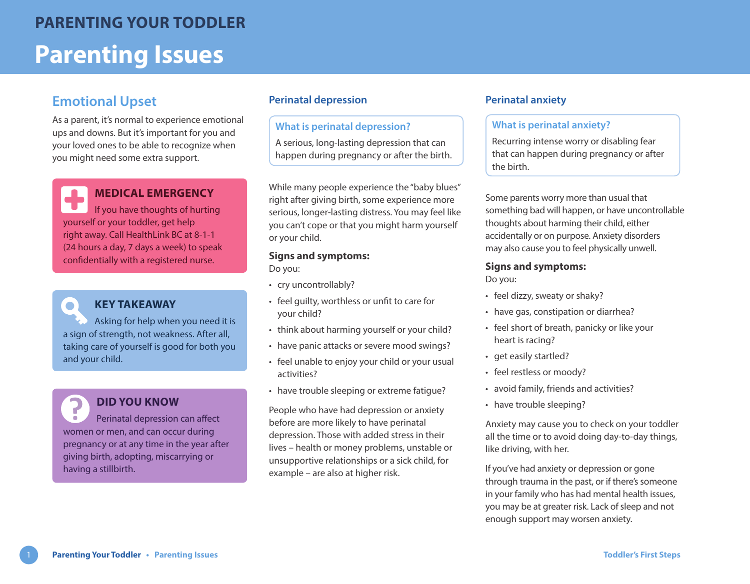# PARENTING YOUR TODDLER

# Parenting Issues

## Emotional Upset

As a parent, it's normal to experience emotional ups and downs. But it's important for you and your loved ones to be able to recognize when you might need some extra support.

**MEDICAL EMERGENCY**

If you have thoughts of hurting yourself or your toddler, get help right away. Call HealthLink BC at 8-1-1 (24 hours a day, 7 days a week) to speak confidentially with a registered nurse.

**KEY TAKEAWAY**

Asking for help when you need it is a sign of strength, not weakness. After all, taking care of yourself is good for both you and your child.

**DID YOU KNOW**

Perinatal depression can affect women or men, and can occur during pregnancy or at any time in the year after giving birth, adopting, miscarrying or having a stillbirth.

### Perinatal depression

**What is perinatal depression?**

A serious, long-lasting depression that can happen during pregnancy or after the birth.

While many people experience the "baby blues" right after giving birth, some experience more serious, longer-lasting distress. You may feel like you can't cope or that you might harm yourself or your child.

**Signs and symptoms:**

Do you:

- cry uncontrollably?
- feel guilty, worthless or unfit to care for your child?
- think about harming yourself or your child?
- have panic attacks or severe mood swings?
- feel unable to enjoy your child or your usual activities?
- have trouble sleeping or extreme fatigue?

People who have had depression or anxiety before are more likely to have perinatal depression. Those with added stress in their lives – health or money problems, unstable or unsupportive relationships or a sick child, for example – are also at higher risk.

### Perinatal anxiety

**What is perinatal anxiety?**

Recurring intense worry or disabling fear that can happen during pregnancy or after the birth.

Some parents worry more than usual that something bad will happen, or have uncontrollable thoughts about harming their child, either accidentally or on purpose. Anxiety disorders may also cause you to feel physically unwell.

**Signs and symptoms:**

Do you:

- feel dizzy, sweaty or shaky?
- have gas, constipation or diarrhea?
- feel short of breath, panicky or like your heart is racing?
- get easily startled?
- feel restless or moody?
- avoid family, friends and activities?
- have trouble sleeping?

Anxiety may cause you to check on your toddler all the time or to avoid doing day-to-day things, like driving, with her.

If you've had anxiety or depression or gone through trauma in the past, or if there's someone in your family who has had mental health issues, you may be at greater risk. Lack of sleep and not enough support may worsen anxiety.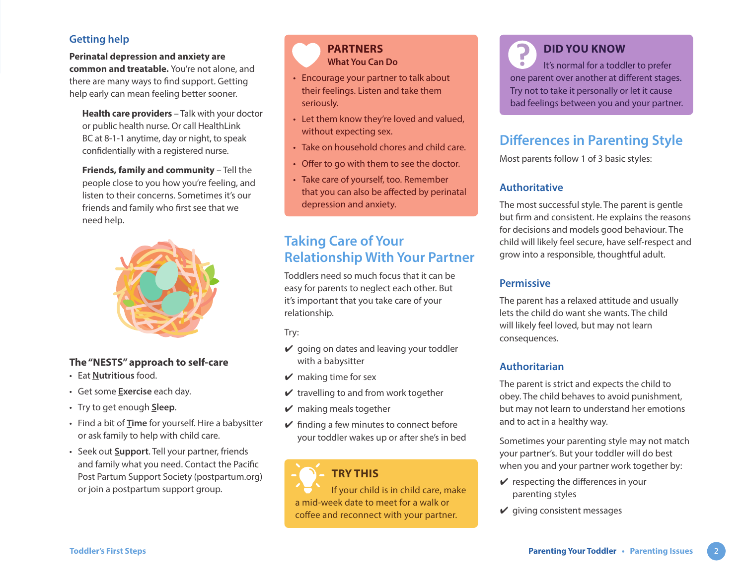### Getting help

**Perinatal depression and anxiety are common and treatable.** You're not alone, and there are many ways to find support. Getting help early can mean feeling better sooner.

**Health care providers** – Talk with your doctor or public health nurse. Or call HealthLink BC at 8-1-1 anytime, day or night, to speak confidentially with a registered nurse.

**Friends, family and community** – Tell the people close to you how you're feeling, and listen to their concerns. Sometimes it's our friends and family who first see that we need help.

### The "NESTS" approach to self-care

- Eat **Nutritious** food.
- Get some **Exercise** each day.
- Try to get enough **Sleep**.
- Find a bit of **Time** for yourself. Hire a babysitter or ask family to help with child care.
- Seek out **Support**. Tell your partner, friends and family what you need. Contact the Pacific Post Partum Support Society (postpartum.org) or join a postpartum support group.

### PARTNERS
**What You Can Do**

- Encourage your partner to talk about their feelings. Listen and take them seriously.
- Let them know they're loved and valued, without expecting sex.
- Take on household chores and child care.
- Offer to go with them to see the doctor.
- Take care of yourself, too. Remember that you can also be affected by perinatal depression and anxiety.

## Taking Care of Your Relationship With Your Partner

Toddlers need so much focus that it can be easy for parents to neglect each other. But it's important that you take care of your relationship.

Try:

- ✔ going on dates and leaving your toddler with a babysitter
- ✔ making time for sex
- ✔ travelling to and from work together
- ✔ making meals together
- ✔ finding a few minutes to connect before your toddler wakes up or after she's in bed

### TRY THIS

If your child is in child care, make a mid-week date to meet for a walk or coffee and reconnect with your partner.

### DID YOU KNOW

It's normal for a toddler to prefer one parent over another at different stages. Try not to take it personally or let it cause bad feelings between you and your partner.

## Differences in Parenting Style

Most parents follow 1 of 3 basic styles:

### Authoritative

The most successful style. The parent is gentle but firm and consistent. He explains the reasons for decisions and models good behaviour. The child will likely feel secure, have self-respect and grow into a responsible, thoughtful adult.

### Permissive

The parent has a relaxed attitude and usually lets the child do want she wants. The child will likely feel loved, but may not learn consequences.

### Authoritarian

The parent is strict and expects the child to obey. The child behaves to avoid punishment, but may not learn to understand her emotions and to act in a healthy way.

Sometimes your parenting style may not match your partner's. But your toddler will do best when you and your partner work together by:

- ✔ respecting the differences in your parenting styles
- ✔ giving consistent messages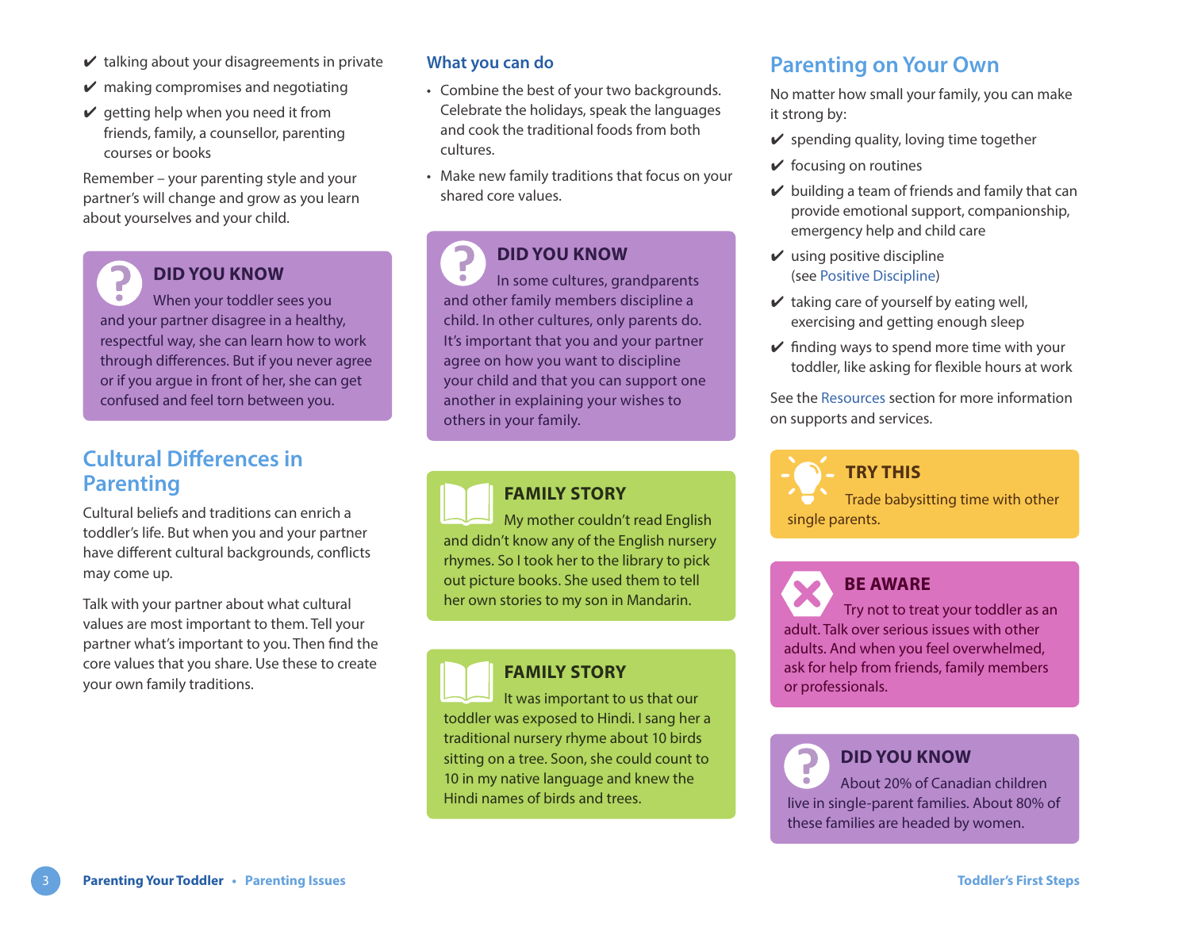- ✔ talking about your disagreements in private
- ✔ making compromises and negotiating
- ✔ getting help when you need it from friends, family, a counsellor, parenting courses or books

Remember – your parenting style and your partner's will change and grow as you learn about yourselves and your child.

> **DID YOU KNOW**
>
> When your toddler sees you and your partner disagree in a healthy, respectful way, she can learn how to work through differences. But if you never agree or if you argue in front of her, she can get confused and feel torn between you.

## Cultural Differences in Parenting

Cultural beliefs and traditions can enrich a toddler's life. But when you and your partner have different cultural backgrounds, conflicts may come up.

Talk with your partner about what cultural values are most important to them. Tell your partner what's important to you. Then find the core values that you share. Use these to create your own family traditions.

### What you can do

- Combine the best of your two backgrounds. Celebrate the holidays, speak the languages and cook the traditional foods from both cultures.
- Make new family traditions that focus on your shared core values.

> **DID YOU KNOW**
>
> In some cultures, grandparents and other family members discipline a child. In other cultures, only parents do. It's important that you and your partner agree on how you want to discipline your child and that you can support one another in explaining your wishes to others in your family.

> **FAMILY STORY**
>
> My mother couldn't read English and didn't know any of the English nursery rhymes. So I took her to the library to pick out picture books. She used them to tell her own stories to my son in Mandarin.

> **FAMILY STORY**
>
> It was important to us that our toddler was exposed to Hindi. I sang her a traditional nursery rhyme about 10 birds sitting on a tree. Soon, she could count to 10 in my native language and knew the Hindi names of birds and trees.

## Parenting on Your Own

No matter how small your family, you can make it strong by:

- ✔ spending quality, loving time together
- ✔ focusing on routines
- ✔ building a team of friends and family that can provide emotional support, companionship, emergency help and child care
- ✔ using positive discipline (see Positive Discipline)
- ✔ taking care of yourself by eating well, exercising and getting enough sleep
- ✔ finding ways to spend more time with your toddler, like asking for flexible hours at work

See the Resources section for more information on supports and services.

> **TRY THIS**
>
> Trade babysitting time with other single parents.

> **BE AWARE**
>
> Try not to treat your toddler as an adult. Talk over serious issues with other adults. And when you feel overwhelmed, ask for help from friends, family members or professionals.

> **DID YOU KNOW**
>
> About 20% of Canadian children live in single-parent families. About 80% of these families are headed by women.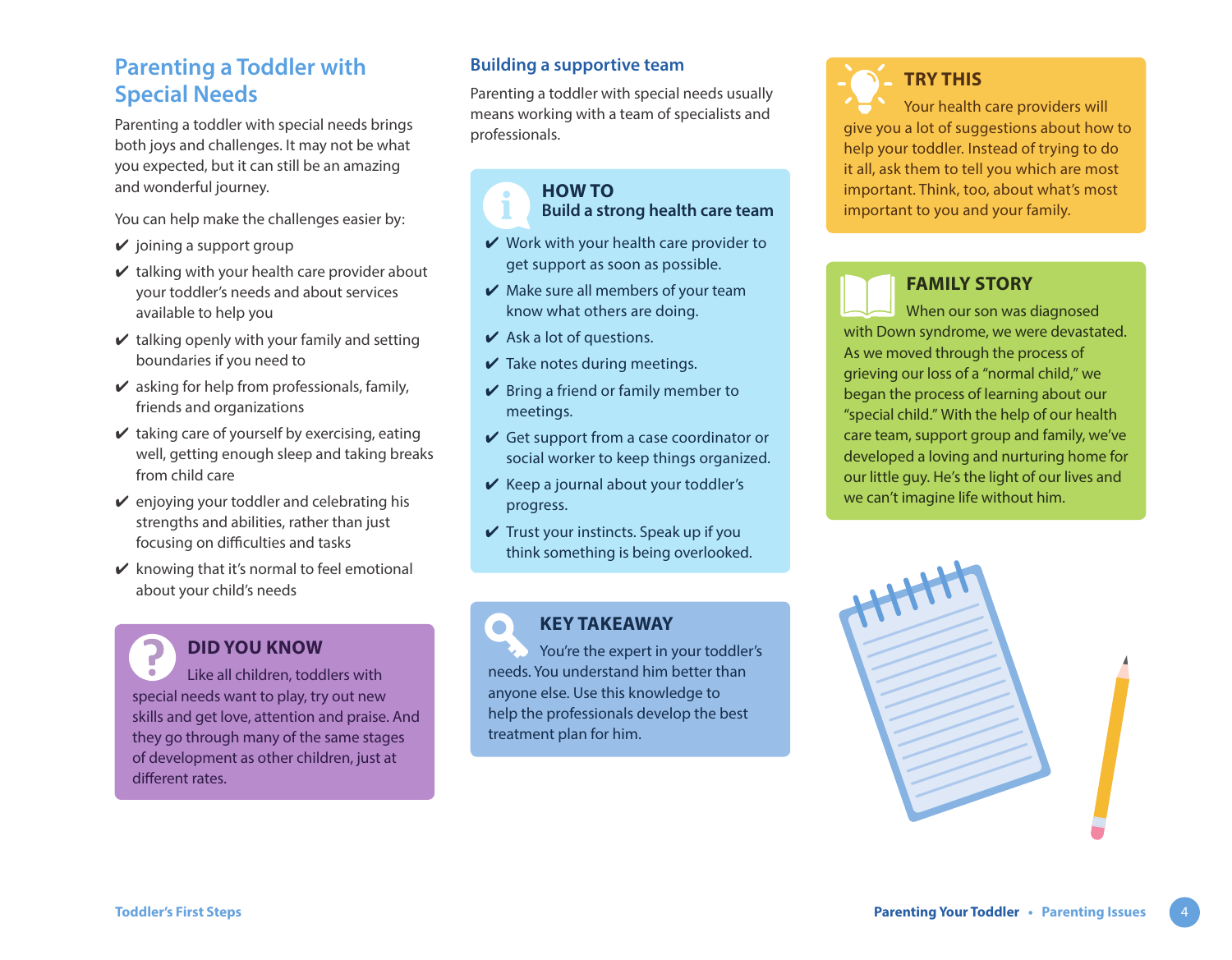# Parenting a Toddler with Special Needs

Parenting a toddler with special needs brings both joys and challenges. It may not be what you expected, but it can still be an amazing and wonderful journey.

You can help make the challenges easier by:

- ✔ joining a support group
- ✔ talking with your health care provider about your toddler's needs and about services available to help you
- ✔ talking openly with your family and setting boundaries if you need to
- ✔ asking for help from professionals, family, friends and organizations
- ✔ taking care of yourself by exercising, eating well, getting enough sleep and taking breaks from child care
- ✔ enjoying your toddler and celebrating his strengths and abilities, rather than just focusing on difficulties and tasks
- ✔ knowing that it's normal to feel emotional about your child's needs

### DID YOU KNOW

Like all children, toddlers with special needs want to play, try out new skills and get love, attention and praise. And they go through many of the same stages of development as other children, just at different rates.

## Building a supportive team

Parenting a toddler with special needs usually means working with a team of specialists and professionals.

### HOW TO
**Build a strong health care team**

- ✔ Work with your health care provider to get support as soon as possible.
- ✔ Make sure all members of your team know what others are doing.
- ✔ Ask a lot of questions.
- ✔ Take notes during meetings.
- ✔ Bring a friend or family member to meetings.
- ✔ Get support from a case coordinator or social worker to keep things organized.
- ✔ Keep a journal about your toddler's progress.
- ✔ Trust your instincts. Speak up if you think something is being overlooked.

### KEY TAKEAWAY

You're the expert in your toddler's needs. You understand him better than anyone else. Use this knowledge to help the professionals develop the best treatment plan for him.

### TRY THIS

Your health care providers will give you a lot of suggestions about how to help your toddler. Instead of trying to do it all, ask them to tell you which are most important. Think, too, about what's most important to you and your family.

### FAMILY STORY

When our son was diagnosed with Down syndrome, we were devastated. As we moved through the process of grieving our loss of a "normal child," we began the process of learning about our "special child." With the help of our health care team, support group and family, we've developed a loving and nurturing home for our little guy. He's the light of our lives and we can't imagine life without him.